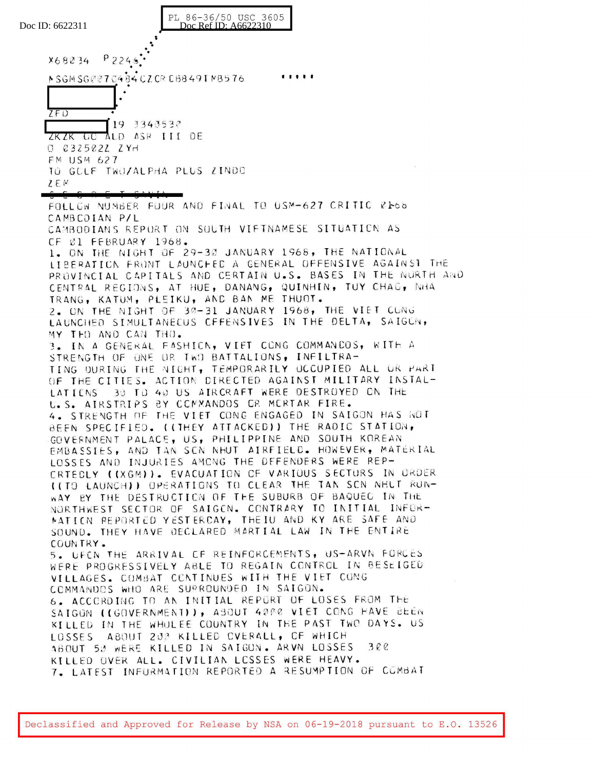Doc ID: 6622311

PL 86-36/50 USC 3605
Doc Ref ID: A6622310

X68034 P2246

MSGMSG027C484CZCR CBB491MB576

ZFD

19 3343530

ZKZK CC ALD ASR III DE

O 032502Z ZYH

FM USM 627

TO GOLF TWO/ALPHA PLUS ZINDO

ZEM

~~S E C R E T SAVIN~~

FOLLOW NUMBER FOUR AND FINAL TO USM-627 CRITIC 01-68

CAMBODIAN P/L

CAMBODIANS REPORT ON SOUTH VIETNAMESE SITUATION AS OF 01 FEBRUARY 1968.

1. ON THE NIGHT OF 29-30 JANUARY 1968, THE NATIONAL LIBERATION FRONT LAUNCHED A GENERAL OFFENSIVE AGAINST THE PROVINCIAL CAPITALS AND CERTAIN U.S. BASES IN THE NORTH AND CENTRAL REGIONS, AT HUE, DANANG, QUINHON, TUY CHAO, NHA TRANG, KATUM, PLEIKU, AND BAN ME THUOT.

2. ON THE NIGHT OF 30-31 JANUARY 1968, THE VIET CONG LAUNCHED SIMULTANEOUS OFFENSIVES IN THE DELTA, SAIGON, MY THO AND CAN THO.

3. IN A GENERAL FASHION, VIET CONG COMMANDOS, WITH A STRENGTH OF ONE OR TWO BATTALIONS, INFILTRATING DURING THE NIGHT, TEMPORARILY OCCUPIED ALL OR PART OF THE CITIES. ACTION DIRECTED AGAINST MILITARY INSTALATIONS 30 TO 40 US AIRCRAFT WERE DESTROYED ON THE U.S. AIRSTRIPS BY COMMANDOS OR MORTAR FIRE.

4. STRENGTH OF THE VIET CONG ENGAGED IN SAIGON HAS NOT BEEN SPECIFIED. ((THEY ATTACKED)) THE RADIO STATION, GOVERNMENT PALACE, US, PHILIPPINE AND SOUTH KOREAN EMBASSIES, AND TAN SON NHUT AIRFIELD. HOWEVER, MATERIAL LOSSES AND INJURIES AMONG THE OFFENDERS WERE REPORTEDLY ((XGM)). EVACUATION OF VARIOUS SECTORS IN ORDER ((TO LAUNCH)) OPERATIONS TO CLEAR THE TAN SON NHUT RUNWAY BY THE DESTRUCTION OF THE SUBURB OF BAQUEO IN THE NORTHWEST SECTOR OF SAIGON. CONTRARY TO INITIAL INFORMATION REPORTED YESTERDAY, THEIU AND KY ARE SAFE AND SOUND. THEY HAVE DECLARED MARTIAL LAW IN THE ENTIRE COUNTRY.

5. UPON THE ARRIVAL OF REINFORCEMENTS, US-ARVN FORCES WERE PROGRESSIVELY ABLE TO REGAIN CONTROL IN BESEIGED VILLAGES. COMBAT CONTINUES WITH THE VIET CONG COMMANDOS WHO ARE SURROUNDED IN SAIGON.

6. ACCORDING TO AN INITIAL REPORT OF LOSES FROM THE SAIGON ((GOVERNMENT)), ABOUT 4000 VIET CONG HAVE BEEN KILLED IN THE WHOLEE COUNTRY IN THE PAST TWO DAYS. US LOSSES ABOUT 200 KILLED OVERALL, OF WHICH ABOUT 50 WERE KILLED IN SAIGON. ARVN LOSSES 300 KILLED OVER ALL. CIVILIAN LOSSES WERE HEAVY.

7. LATEST INFORMATION REPORTED A RESUMPTION OF COMBAT

Declassified and Approved for Release by NSA on 06-19-2018 pursuant to E.O. 13526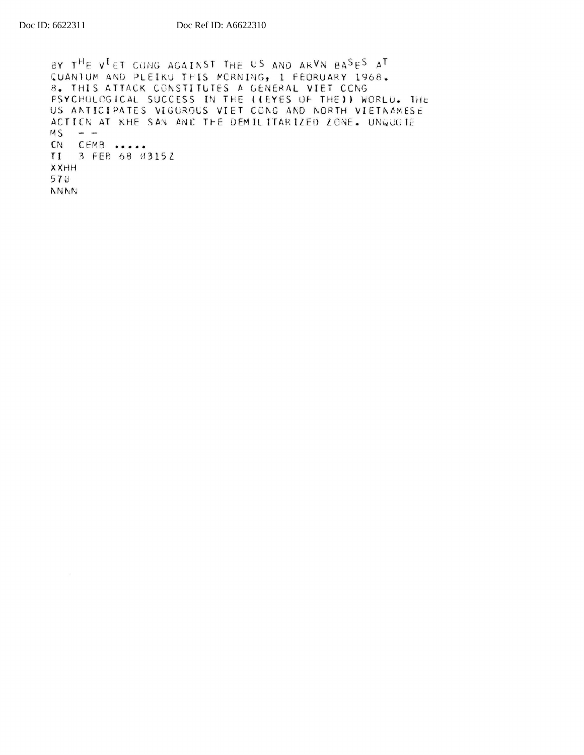BY THE VIET CONG AGAINST THE US AND ARVN BASES AT
QUANTUM AND PLEIKU THIS MORNING, 1 FEBRUARY 1968.
8. THIS ATTACK CONSTITUTES A GENERAL VIET CONG
PSYCHOLOGICAL SUCCESS IN THE ((EYES OF THE)) WORLD. THE
US ANTICIPATES VIGOROUS VIET CONG AND NORTH VIETNAMESE
ACTION AT KHE SAN AND THE DEMILITARIZED ZONE. UNQUOTE
MS - -
CN CEMB .....
TI 3 FEB 68 Ø315Z
XXHH
57Ø
NNNN